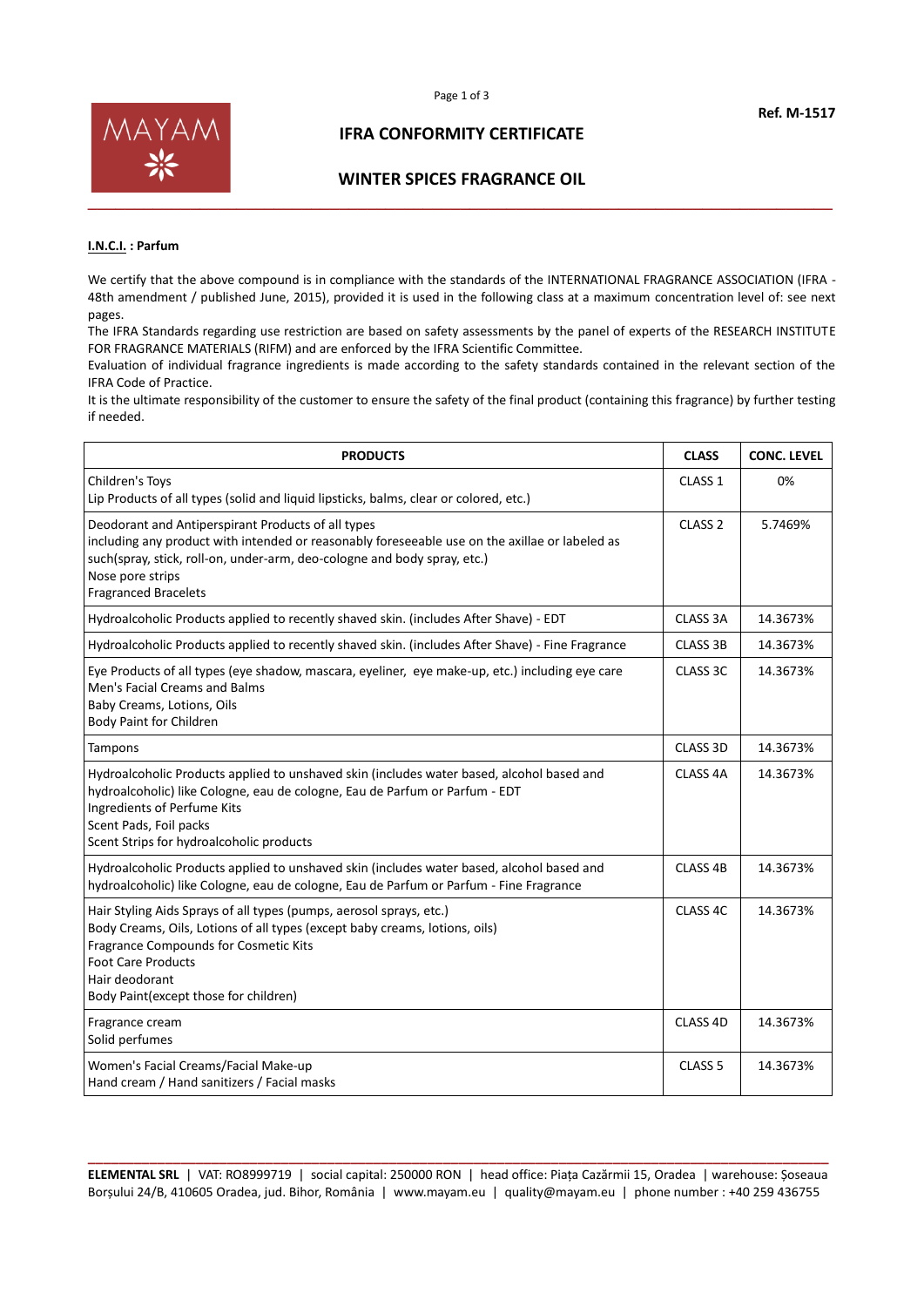Ref. M-1517

# IFRA CONFORMITY CERTIFICATE

## WINTER SPICES FRAGRANCE OIL

**I.N.C.I. : Parfum**

We certify that the above compound is in compliance with the standards of the INTERNATIONAL FRAGRANCE ASSOCIATION (IFRA - 48th amendment / published June, 2015), provided it is used in the following class at a maximum concentration level of: see next pages.

The IFRA Standards regarding use restriction are based on safety assessments by the panel of experts of the RESEARCH INSTITUTE FOR FRAGRANCE MATERIALS (RIFM) and are enforced by the IFRA Scientific Committee.

Evaluation of individual fragrance ingredients is made according to the safety standards contained in the relevant section of the IFRA Code of Practice.

It is the ultimate responsibility of the customer to ensure the safety of the final product (containing this fragrance) by further testing if needed.

| PRODUCTS | CLASS | CONC. LEVEL |
|---|---|---|
| Children's Toys<br>Lip Products of all types (solid and liquid lipsticks, balms, clear or colored, etc.) | CLASS 1 | 0% |
| Deodorant and Antiperspirant Products of all types<br>including any product with intended or reasonably foreseeable use on the axillae or labeled as such(spray, stick, roll-on, under-arm, deo-cologne and body spray, etc.)<br>Nose pore strips<br>Fragranced Bracelets | CLASS 2 | 5.7469% |
| Hydroalcoholic Products applied to recently shaved skin. (includes After Shave) - EDT | CLASS 3A | 14.3673% |
| Hydroalcoholic Products applied to recently shaved skin. (includes After Shave) - Fine Fragrance | CLASS 3B | 14.3673% |
| Eye Products of all types (eye shadow, mascara, eyeliner, eye make-up, etc.) including eye care<br>Men's Facial Creams and Balms<br>Baby Creams, Lotions, Oils<br>Body Paint for Children | CLASS 3C | 14.3673% |
| Tampons | CLASS 3D | 14.3673% |
| Hydroalcoholic Products applied to unshaved skin (includes water based, alcohol based and hydroalcoholic) like Cologne, eau de cologne, Eau de Parfum or Parfum - EDT<br>Ingredients of Perfume Kits<br>Scent Pads, Foil packs<br>Scent Strips for hydroalcoholic products | CLASS 4A | 14.3673% |
| Hydroalcoholic Products applied to unshaved skin (includes water based, alcohol based and hydroalcoholic) like Cologne, eau de cologne, Eau de Parfum or Parfum - Fine Fragrance | CLASS 4B | 14.3673% |
| Hair Styling Aids Sprays of all types (pumps, aerosol sprays, etc.)<br>Body Creams, Oils, Lotions of all types (except baby creams, lotions, oils)<br>Fragrance Compounds for Cosmetic Kits<br>Foot Care Products<br>Hair deodorant<br>Body Paint(except those for children) | CLASS 4C | 14.3673% |
| Fragrance cream<br>Solid perfumes | CLASS 4D | 14.3673% |
| Women's Facial Creams/Facial Make-up<br>Hand cream / Hand sanitizers / Facial masks | CLASS 5 | 14.3673% |

**ELEMENTAL SRL** | VAT: RO8999719 | social capital: 250000 RON | head office: Piața Cazărmii 15, Oradea | warehouse: Șoseaua Borșului 24/B, 410605 Oradea, jud. Bihor, România | www.mayam.eu | quality@mayam.eu | phone number : +40 259 436755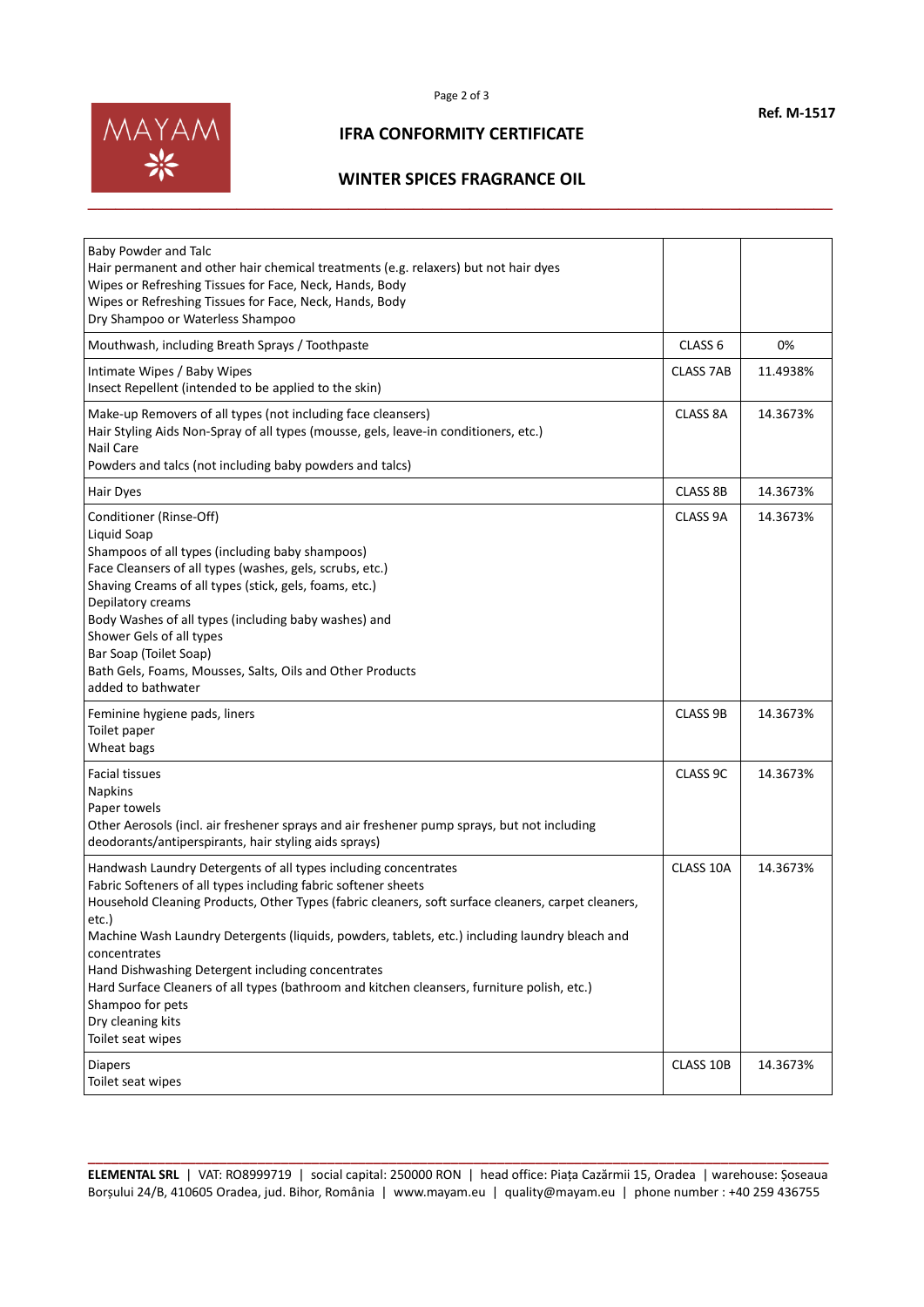| | | |
|---|---|---|
| Baby Powder and Talc<br>Hair permanent and other hair chemical treatments (e.g. relaxers) but not hair dyes<br>Wipes or Refreshing Tissues for Face, Neck, Hands, Body<br>Wipes or Refreshing Tissues for Face, Neck, Hands, Body<br>Dry Shampoo or Waterless Shampoo | | |
| Mouthwash, including Breath Sprays / Toothpaste | CLASS 6 | 0% |
| Intimate Wipes / Baby Wipes<br>Insect Repellent (intended to be applied to the skin) | CLASS 7AB | 11.4938% |
| Make-up Removers of all types (not including face cleansers)<br>Hair Styling Aids Non-Spray of all types (mousse, gels, leave-in conditioners, etc.)<br>Nail Care<br>Powders and talcs (not including baby powders and talcs) | CLASS 8A | 14.3673% |
| Hair Dyes | CLASS 8B | 14.3673% |
| Conditioner (Rinse-Off)<br>Liquid Soap<br>Shampoos of all types (including baby shampoos)<br>Face Cleansers of all types (washes, gels, scrubs, etc.)<br>Shaving Creams of all types (stick, gels, foams, etc.)<br>Depilatory creams<br>Body Washes of all types (including baby washes) and<br>Shower Gels of all types<br>Bar Soap (Toilet Soap)<br>Bath Gels, Foams, Mousses, Salts, Oils and Other Products<br>added to bathwater | CLASS 9A | 14.3673% |
| Feminine hygiene pads, liners<br>Toilet paper<br>Wheat bags | CLASS 9B | 14.3673% |
| Facial tissues<br>Napkins<br>Paper towels<br>Other Aerosols (incl. air freshener sprays and air freshener pump sprays, but not including deodorants/antiperspirants, hair styling aids sprays) | CLASS 9C | 14.3673% |
| Handwash Laundry Detergents of all types including concentrates<br>Fabric Softeners of all types including fabric softener sheets<br>Household Cleaning Products, Other Types (fabric cleaners, soft surface cleaners, carpet cleaners, etc.)<br>Machine Wash Laundry Detergents (liquids, powders, tablets, etc.) including laundry bleach and concentrates<br>Hand Dishwashing Detergent including concentrates<br>Hard Surface Cleaners of all types (bathroom and kitchen cleansers, furniture polish, etc.)<br>Shampoo for pets<br>Dry cleaning kits<br>Toilet seat wipes | CLASS 10A | 14.3673% |
| Diapers<br>Toilet seat wipes | CLASS 10B | 14.3673% |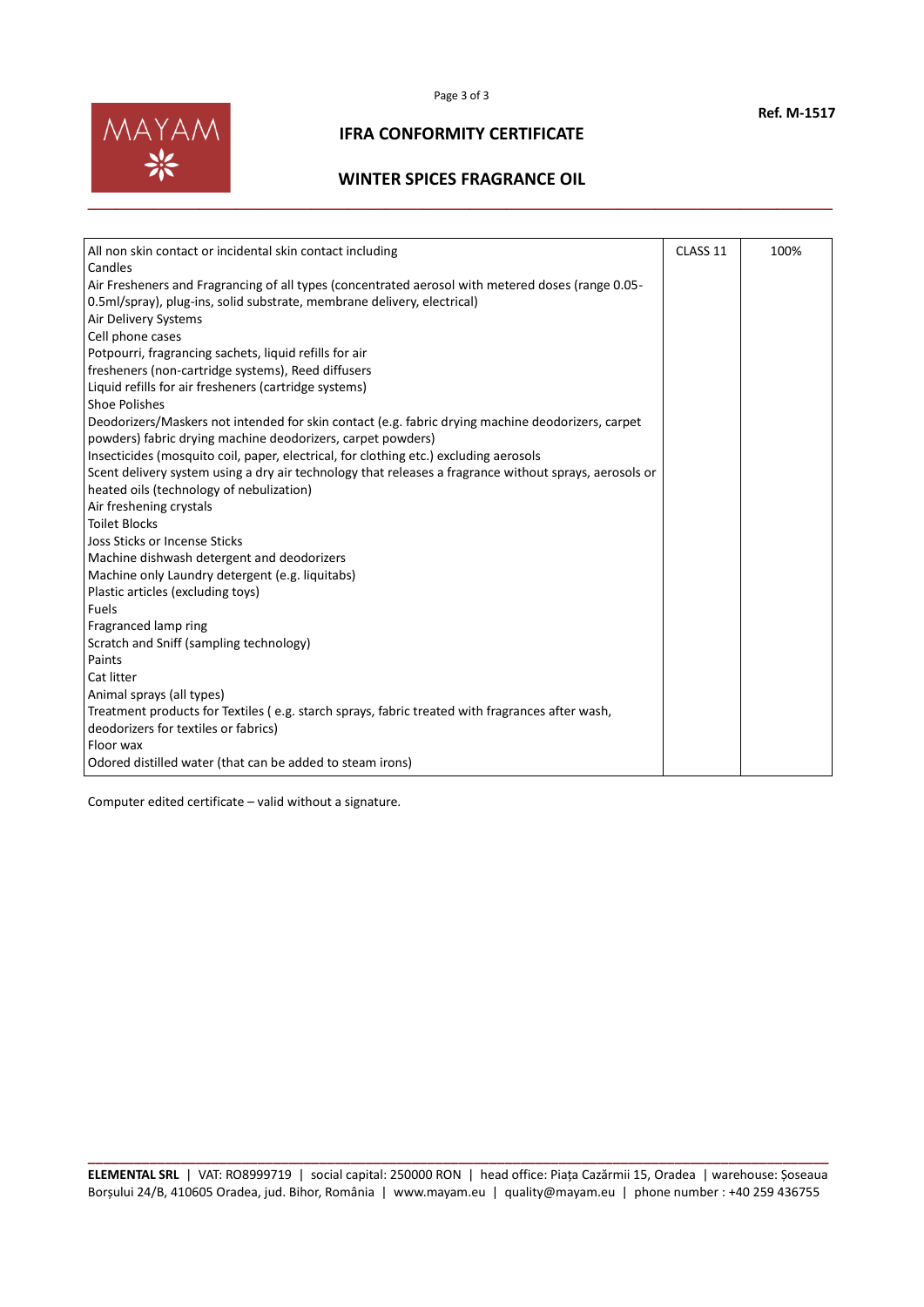# IFRA CONFORMITY CERTIFICATE

## WINTER SPICES FRAGRANCE OIL

Ref. M-1517

| | | |
|---|---|---|
| All non skin contact or incidental skin contact including<br>Candles<br>Air Fresheners and Fragrancing of all types (concentrated aerosol with metered doses (range 0.05-0.5ml/spray), plug-ins, solid substrate, membrane delivery, electrical)<br>Air Delivery Systems<br>Cell phone cases<br>Potpourri, fragrancing sachets, liquid refills for air fresheners (non-cartridge systems), Reed diffusers<br>Liquid refills for air fresheners (cartridge systems)<br>Shoe Polishes<br>Deodorizers/Maskers not intended for skin contact (e.g. fabric drying machine deodorizers, carpet powders) fabric drying machine deodorizers, carpet powders)<br>Insecticides (mosquito coil, paper, electrical, for clothing etc.) excluding aerosols<br>Scent delivery system using a dry air technology that releases a fragrance without sprays, aerosols or heated oils (technology of nebulization)<br>Air freshening crystals<br>Toilet Blocks<br>Joss Sticks or Incense Sticks<br>Machine dishwash detergent and deodorizers<br>Machine only Laundry detergent (e.g. liquitabs)<br>Plastic articles (excluding toys)<br>Fuels<br>Fragranced lamp ring<br>Scratch and Sniff (sampling technology)<br>Paints<br>Cat litter<br>Animal sprays (all types)<br>Treatment products for Textiles ( e.g. starch sprays, fabric treated with fragrances after wash, deodorizers for textiles or fabrics)<br>Floor wax<br>Odored distilled water (that can be added to steam irons) | CLASS 11 | 100% |

Computer edited certificate – valid without a signature.

**ELEMENTAL SRL** | VAT: RO8999719 | social capital: 250000 RON | head office: Piața Cazărmii 15, Oradea | warehouse: Șoseaua Borșului 24/B, 410605 Oradea, jud. Bihor, România | www.mayam.eu | quality@mayam.eu | phone number : +40 259 436755